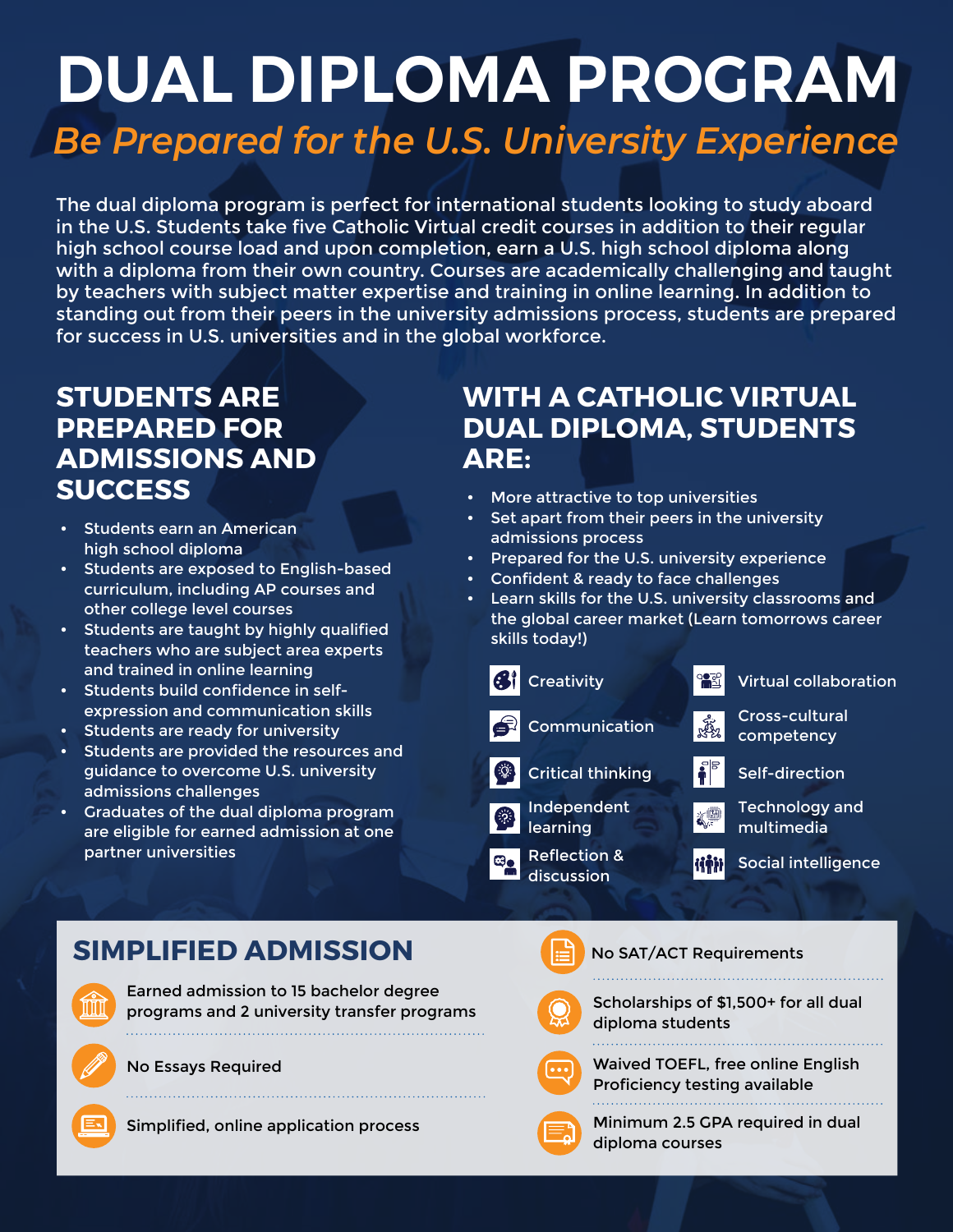# DUAL DIPLOMA PROGRAM

## *Be Prepared for the U.S. University Experience*

The dual diploma program is perfect for international students looking to study aboard in the U.S. Students take five Catholic Virtual credit courses in addition to their regular high school course load and upon completion, earn a U.S. high school diploma along with a diploma from their own country. Courses are academically challenging and taught by teachers with subject matter expertise and training in online learning. In addition to standing out from their peers in the university admissions process, students are prepared for success in U.S. universities and in the global workforce.

## STUDENTS ARE PREPARED FOR ADMISSIONS AND SUCCESS

- Students earn an American high school diploma
- Students are exposed to English-based curriculum, including AP courses and other college level courses
- Students are taught by highly qualified teachers who are subject area experts and trained in online learning
- Students build confidence in self-expression and communication skills
- Students are ready for university
- Students are provided the resources and guidance to overcome U.S. university admissions challenges
- Graduates of the dual diploma program are eligible for earned admission at one partner universities

## WITH A CATHOLIC VIRTUAL DUAL DIPLOMA, STUDENTS ARE:

- More attractive to top universities
- Set apart from their peers in the university admissions process
- Prepared for the U.S. university experience
- Confident & ready to face challenges
- Learn skills for the U.S. university classrooms and the global career market (Learn tomorrows career skills today!)

- Creativity
- Communication
- Critical thinking
- Independent learning
- Reflection & discussion
- Virtual collaboration
- Cross-cultural competency
- Self-direction
- Technology and multimedia
- Social intelligence

## SIMPLIFIED ADMISSION

- Earned admission to 15 bachelor degree programs and 2 university transfer programs
- No Essays Required
- Simplified, online application process
- No SAT/ACT Requirements
- Scholarships of $1,500+ for all dual diploma students
- Waived TOEFL, free online English Proficiency testing available
- Minimum 2.5 GPA required in dual diploma courses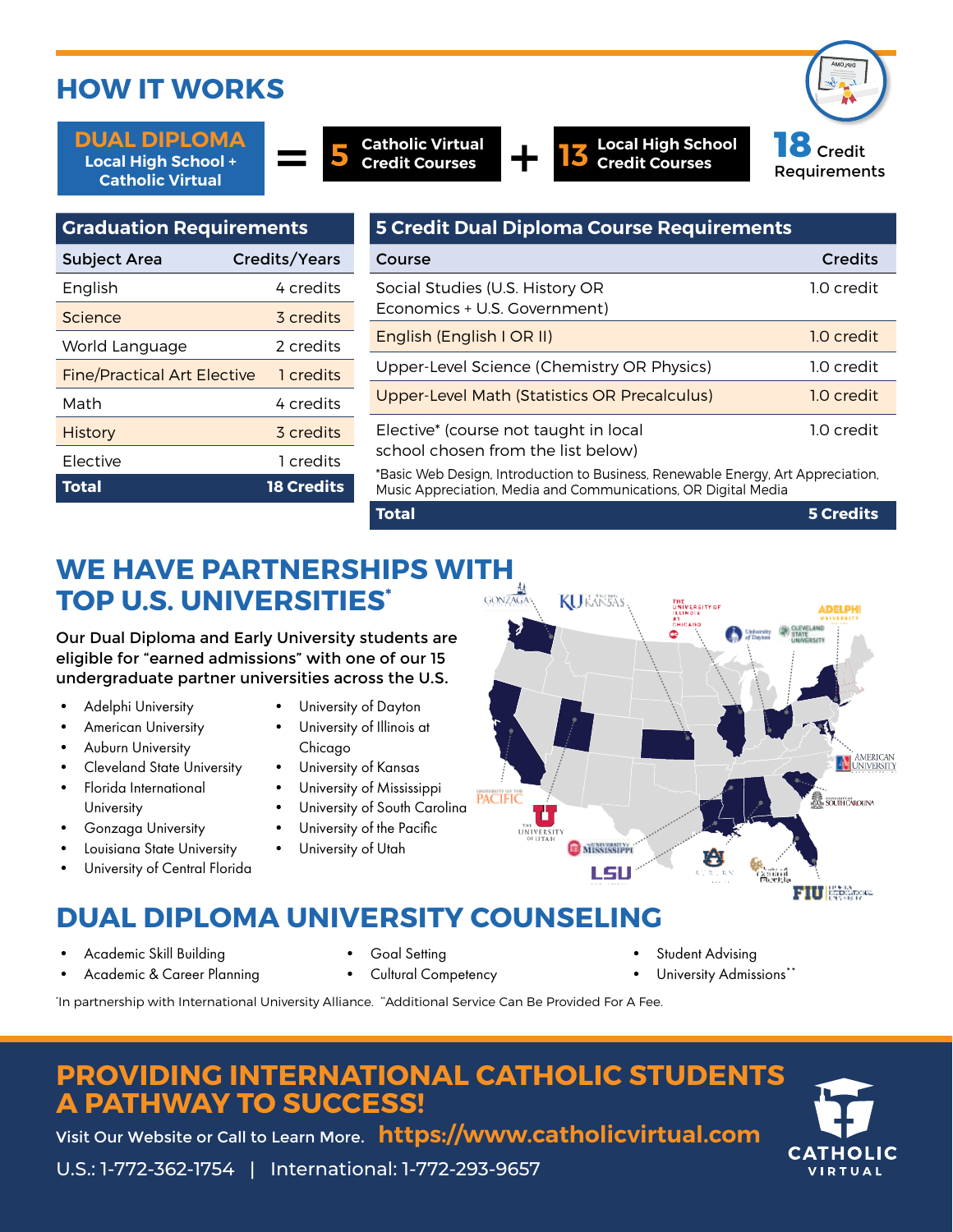## HOW IT WORKS

**DUAL DIPLOMA**
**Local High School + Catholic Virtual**

= **5** Catholic Virtual Credit Courses + **13** Local High School Credit Courses

**18** Credit Requirements

### Graduation Requirements

| Subject Area | Credits/Years |
|---|---|
| English | 4 credits |
| Science | 3 credits |
| World Language | 2 credits |
| Fine/Practical Art Elective | 1 credits |
| Math | 4 credits |
| History | 3 credits |
| Elective | 1 credits |
| **Total** | **18 Credits** |

### 5 Credit Dual Diploma Course Requirements

| Course | Credits |
|---|---|
| Social Studies (U.S. History OR Economics + U.S. Government) | 1.0 credit |
| English (English I OR II) | 1.0 credit |
| Upper-Level Science (Chemistry OR Physics) | 1.0 credit |
| Upper-Level Math (Statistics OR Precalculus) | 1.0 credit |
| Elective* (course not taught in local school chosen from the list below) | 1.0 credit |
| *Basic Web Design, Introduction to Business, Renewable Energy, Art Appreciation, Music Appreciation, Media and Communications, OR Digital Media | |
| **Total** | **5 Credits** |

## WE HAVE PARTNERSHIPS WITH TOP U.S. UNIVERSITIES*

Our Dual Diploma and Early University students are eligible for "earned admissions" with one of our 15 undergraduate partner universities across the U.S.

- Adelphi University
- American University
- Auburn University
- Cleveland State University
- Florida International University
- Gonzaga University
- Louisiana State University
- University of Central Florida
- University of Dayton
- University of Illinois at Chicago
- University of Kansas
- University of Mississippi
- University of South Carolina
- University of the Pacific
- University of Utah

## DUAL DIPLOMA UNIVERSITY COUNSELING

- Academic Skill Building
- Academic & Career Planning
- Goal Setting
- Cultural Competency
- Student Advising
- University Admissions**

*In partnership with International University Alliance. **Additional Service Can Be Provided For A Fee.

## PROVIDING INTERNATIONAL CATHOLIC STUDENTS A PATHWAY TO SUCCESS!

Visit Our Website or Call to Learn More. https://www.catholicvirtual.com

U.S.: 1-772-362-1754 | International: 1-772-293-9657

CATHOLIC VIRTUAL